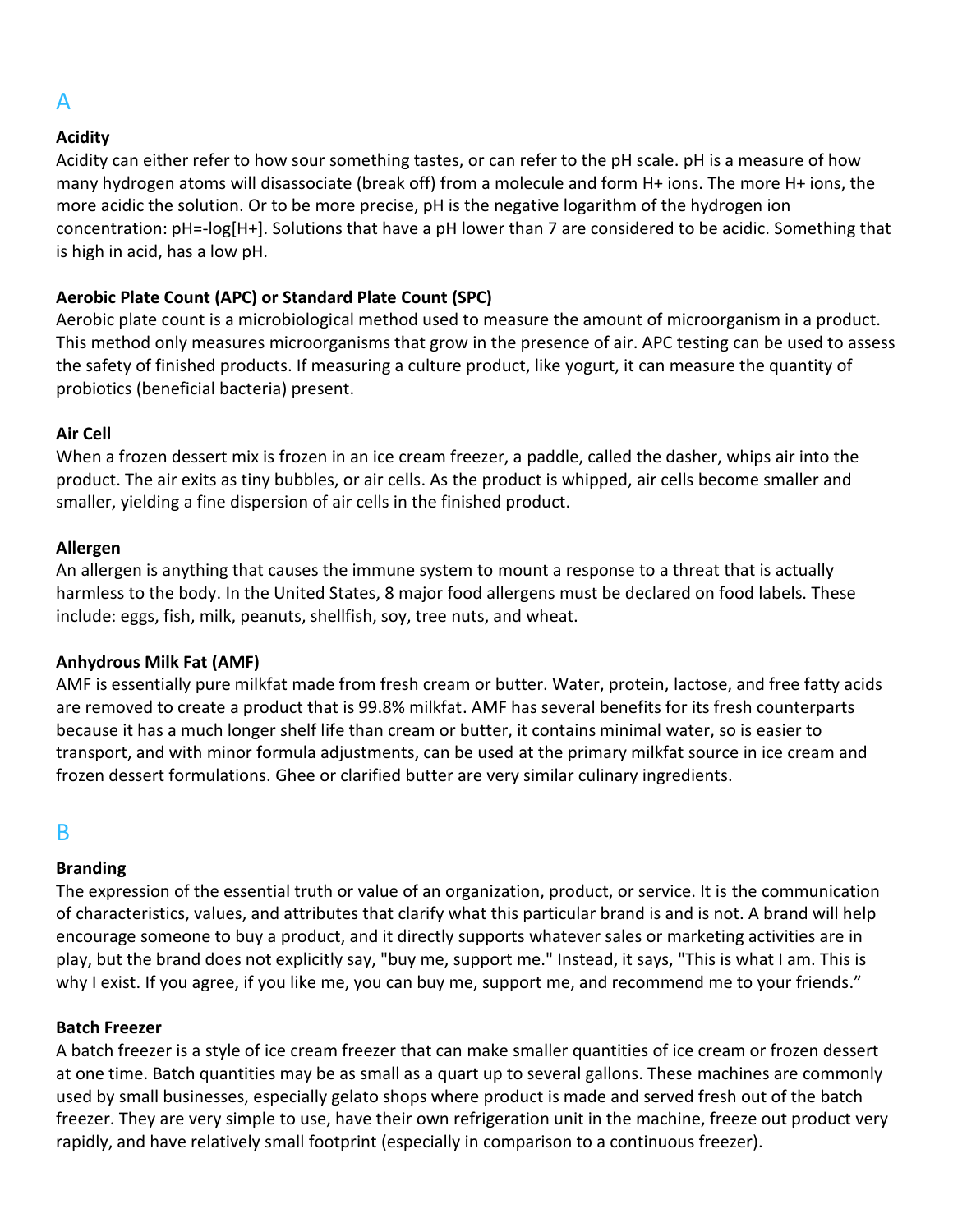## A

### Acidity

Acidity can either refer to how sour something tastes, or can refer to the pH scale. pH is a measure of how many hydrogen atoms will disassociate (break off) from a molecule and form $H^+$ ions. The more $H^+$ ions, the more acidic the solution. Or to be more precise, pH is the negative logarithm of the hydrogen ion concentration: $pH=-\log[H^+]$. Solutions that have a pH lower than 7 are considered to be acidic. Something that is high in acid, has a low pH.

### Aerobic Plate Count (APC) or Standard Plate Count (SPC)

Aerobic plate count is a microbiological method used to measure the amount of microorganism in a product. This method only measures microorganisms that grow in the presence of air. APC testing can be used to assess the safety of finished products. If measuring a culture product, like yogurt, it can measure the quantity of probiotics (beneficial bacteria) present.

### Air Cell

When a frozen dessert mix is frozen in an ice cream freezer, a paddle, called the dasher, whips air into the product. The air exits as tiny bubbles, or air cells. As the product is whipped, air cells become smaller and smaller, yielding a fine dispersion of air cells in the finished product.

### Allergen

An allergen is anything that causes the immune system to mount a response to a threat that is actually harmless to the body. In the United States, 8 major food allergens must be declared on food labels. These include: eggs, fish, milk, peanuts, shellfish, soy, tree nuts, and wheat.

### Anhydrous Milk Fat (AMF)

AMF is essentially pure milkfat made from fresh cream or butter. Water, protein, lactose, and free fatty acids are removed to create a product that is 99.8% milkfat. AMF has several benefits for its fresh counterparts because it has a much longer shelf life than cream or butter, it contains minimal water, so is easier to transport, and with minor formula adjustments, can be used at the primary milkfat source in ice cream and frozen dessert formulations. Ghee or clarified butter are very similar culinary ingredients.

## B

### Branding

The expression of the essential truth or value of an organization, product, or service. It is the communication of characteristics, values, and attributes that clarify what this particular brand is and is not. A brand will help encourage someone to buy a product, and it directly supports whatever sales or marketing activities are in play, but the brand does not explicitly say, "buy me, support me." Instead, it says, "This is what I am. This is why I exist. If you agree, if you like me, you can buy me, support me, and recommend me to your friends."

### Batch Freezer

A batch freezer is a style of ice cream freezer that can make smaller quantities of ice cream or frozen dessert at one time. Batch quantities may be as small as a quart up to several gallons. These machines are commonly used by small businesses, especially gelato shops where product is made and served fresh out of the batch freezer. They are very simple to use, have their own refrigeration unit in the machine, freeze out product very rapidly, and have relatively small footprint (especially in comparison to a continuous freezer).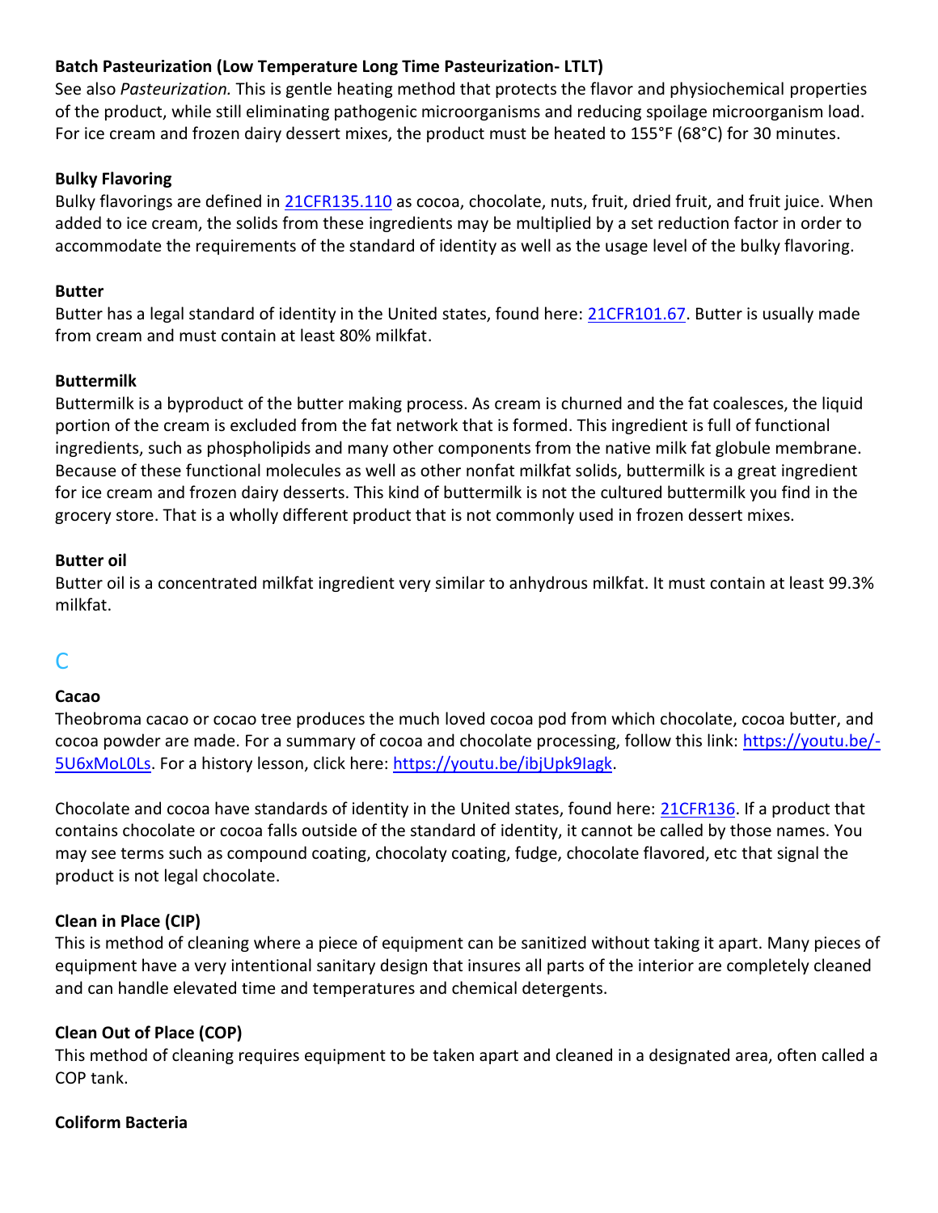### Batch Pasteurization (Low Temperature Long Time Pasteurization- LTLT)

See also *Pasteurization.* This is gentle heating method that protects the flavor and physiochemical properties of the product, while still eliminating pathogenic microorganisms and reducing spoilage microorganism load. For ice cream and frozen dairy dessert mixes, the product must be heated to 155°F (68°C) for 30 minutes.

### Bulky Flavoring

Bulky flavorings are defined in [21CFR135.110](21CFR135.110) as cocoa, chocolate, nuts, fruit, dried fruit, and fruit juice. When added to ice cream, the solids from these ingredients may be multiplied by a set reduction factor in order to accommodate the requirements of the standard of identity as well as the usage level of the bulky flavoring.

### Butter

Butter has a legal standard of identity in the United states, found here: [21CFR101.67](21CFR101.67). Butter is usually made from cream and must contain at least 80% milkfat.

### Buttermilk

Buttermilk is a byproduct of the butter making process. As cream is churned and the fat coalesces, the liquid portion of the cream is excluded from the fat network that is formed. This ingredient is full of functional ingredients, such as phospholipids and many other components from the native milk fat globule membrane. Because of these functional molecules as well as other nonfat milkfat solids, buttermilk is a great ingredient for ice cream and frozen dairy desserts. This kind of buttermilk is not the cultured buttermilk you find in the grocery store. That is a wholly different product that is not commonly used in frozen dessert mixes.

### Butter oil

Butter oil is a concentrated milkfat ingredient very similar to anhydrous milkfat. It must contain at least 99.3% milkfat.

## C

### Cacao

Theobroma cacao or cocao tree produces the much loved cocoa pod from which chocolate, cocoa butter, and cocoa powder are made. For a summary of cocoa and chocolate processing, follow this link: [https://youtu.be/-5U6xMoL0Ls](https://youtu.be/-5U6xMoL0Ls). For a history lesson, click here: [https://youtu.be/ibjUpk9Iagk](https://youtu.be/ibjUpk9Iagk).

Chocolate and cocoa have standards of identity in the United states, found here: [21CFR136](21CFR136). If a product that contains chocolate or cocoa falls outside of the standard of identity, it cannot be called by those names. You may see terms such as compound coating, chocolaty coating, fudge, chocolate flavored, etc that signal the product is not legal chocolate.

### Clean in Place (CIP)

This is method of cleaning where a piece of equipment can be sanitized without taking it apart. Many pieces of equipment have a very intentional sanitary design that insures all parts of the interior are completely cleaned and can handle elevated time and temperatures and chemical detergents.

### Clean Out of Place (COP)

This method of cleaning requires equipment to be taken apart and cleaned in a designated area, often called a COP tank.

### Coliform Bacteria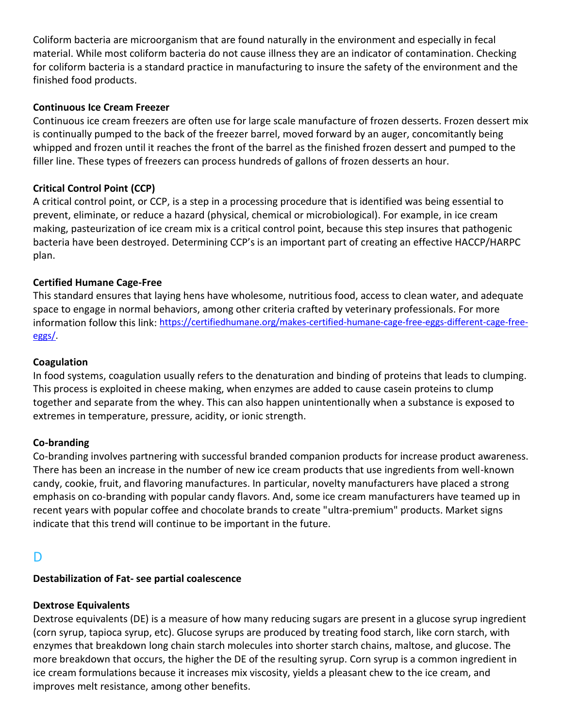Coliform bacteria are microorganism that are found naturally in the environment and especially in fecal material. While most coliform bacteria do not cause illness they are an indicator of contamination. Checking for coliform bacteria is a standard practice in manufacturing to insure the safety of the environment and the finished food products.

**Continuous Ice Cream Freezer**

Continuous ice cream freezers are often use for large scale manufacture of frozen desserts. Frozen dessert mix is continually pumped to the back of the freezer barrel, moved forward by an auger, concomitantly being whipped and frozen until it reaches the front of the barrel as the finished frozen dessert and pumped to the filler line. These types of freezers can process hundreds of gallons of frozen desserts an hour.

**Critical Control Point (CCP)**

A critical control point, or CCP, is a step in a processing procedure that is identified was being essential to prevent, eliminate, or reduce a hazard (physical, chemical or microbiological). For example, in ice cream making, pasteurization of ice cream mix is a critical control point, because this step insures that pathogenic bacteria have been destroyed. Determining CCP's is an important part of creating an effective HACCP/HARPC plan.

**Certified Humane Cage-Free**

This standard ensures that laying hens have wholesome, nutritious food, access to clean water, and adequate space to engage in normal behaviors, among other criteria crafted by veterinary professionals. For more information follow this link: [https://certifiedhumane.org/makes-certified-humane-cage-free-eggs-different-cage-free-eggs/](https://certifiedhumane.org/makes-certified-humane-cage-free-eggs-different-cage-free-eggs/).

**Coagulation**

In food systems, coagulation usually refers to the denaturation and binding of proteins that leads to clumping. This process is exploited in cheese making, when enzymes are added to cause casein proteins to clump together and separate from the whey. This can also happen unintentionally when a substance is exposed to extremes in temperature, pressure, acidity, or ionic strength.

**Co-branding**

Co-branding involves partnering with successful branded companion products for increase product awareness. There has been an increase in the number of new ice cream products that use ingredients from well-known candy, cookie, fruit, and flavoring manufactures. In particular, novelty manufacturers have placed a strong emphasis on co-branding with popular candy flavors. And, some ice cream manufacturers have teamed up in recent years with popular coffee and chocolate brands to create "ultra-premium" products. Market signs indicate that this trend will continue to be important in the future.

## D

**Destabilization of Fat- see partial coalescence**

**Dextrose Equivalents**

Dextrose equivalents (DE) is a measure of how many reducing sugars are present in a glucose syrup ingredient (corn syrup, tapioca syrup, etc). Glucose syrups are produced by treating food starch, like corn starch, with enzymes that breakdown long chain starch molecules into shorter starch chains, maltose, and glucose. The more breakdown that occurs, the higher the DE of the resulting syrup. Corn syrup is a common ingredient in ice cream formulations because it increases mix viscosity, yields a pleasant chew to the ice cream, and improves melt resistance, among other benefits.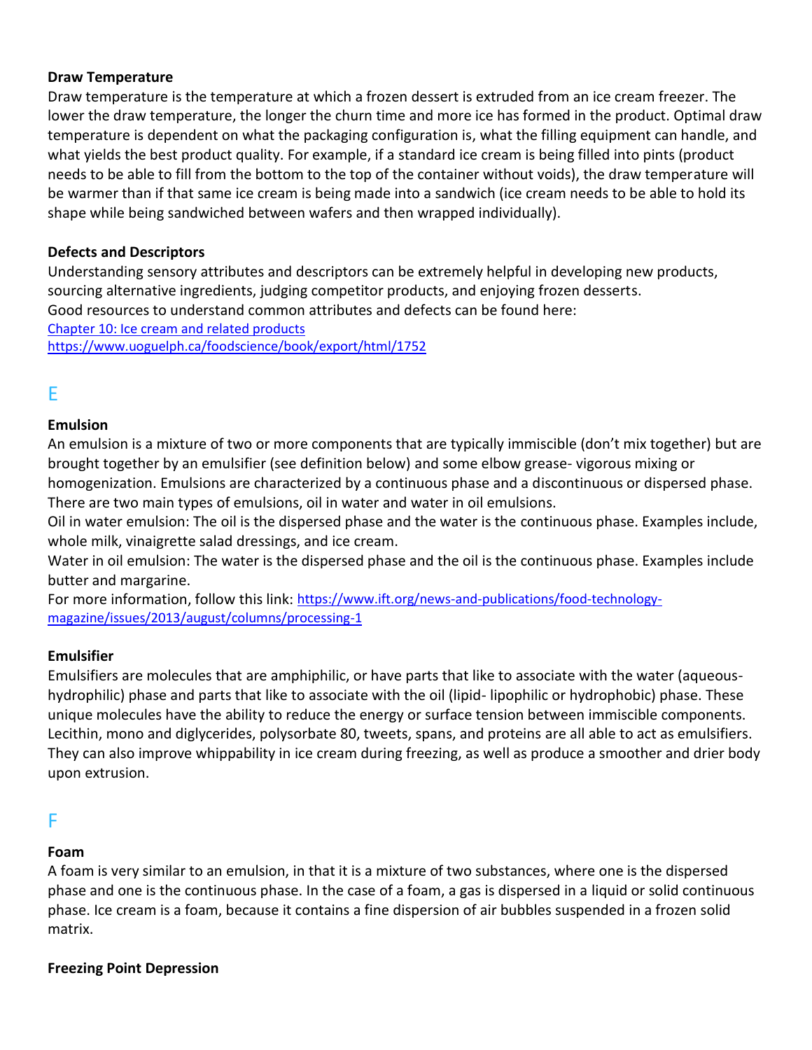### Draw Temperature

Draw temperature is the temperature at which a frozen dessert is extruded from an ice cream freezer. The lower the draw temperature, the longer the churn time and more ice has formed in the product. Optimal draw temperature is dependent on what the packaging configuration is, what the filling equipment can handle, and what yields the best product quality. For example, if a standard ice cream is being filled into pints (product needs to be able to fill from the bottom to the top of the container without voids), the draw temperature will be warmer than if that same ice cream is being made into a sandwich (ice cream needs to be able to hold its shape while being sandwiched between wafers and then wrapped individually).

### Defects and Descriptors

Understanding sensory attributes and descriptors can be extremely helpful in developing new products, sourcing alternative ingredients, judging competitor products, and enjoying frozen desserts.
Good resources to understand common attributes and defects can be found here:
[Chapter 10: Ice cream and related products](https://www.uoguelph.ca/foodscience/book/export/html/1752)
https://www.uoguelph.ca/foodscience/book/export/html/1752

## E

### Emulsion

An emulsion is a mixture of two or more components that are typically immiscible (don't mix together) but are brought together by an emulsifier (see definition below) and some elbow grease- vigorous mixing or homogenization. Emulsions are characterized by a continuous phase and a discontinuous or dispersed phase. There are two main types of emulsions, oil in water and water in oil emulsions.

Oil in water emulsion: The oil is the dispersed phase and the water is the continuous phase. Examples include, whole milk, vinaigrette salad dressings, and ice cream.

Water in oil emulsion: The water is the dispersed phase and the oil is the continuous phase. Examples include butter and margarine.

For more information, follow this link: https://www.ift.org/news-and-publications/food-technology-magazine/issues/2013/august/columns/processing-1

### Emulsifier

Emulsifiers are molecules that are amphiphilic, or have parts that like to associate with the water (aqueous-hydrophilic) phase and parts that like to associate with the oil (lipid- lipophilic or hydrophobic) phase. These unique molecules have the ability to reduce the energy or surface tension between immiscible components. Lecithin, mono and diglycerides, polysorbate 80, tweets, spans, and proteins are all able to act as emulsifiers. They can also improve whippability in ice cream during freezing, as well as produce a smoother and drier body upon extrusion.

## F

### Foam

A foam is very similar to an emulsion, in that it is a mixture of two substances, where one is the dispersed phase and one is the continuous phase. In the case of a foam, a gas is dispersed in a liquid or solid continuous phase. Ice cream is a foam, because it contains a fine dispersion of air bubbles suspended in a frozen solid matrix.

### Freezing Point Depression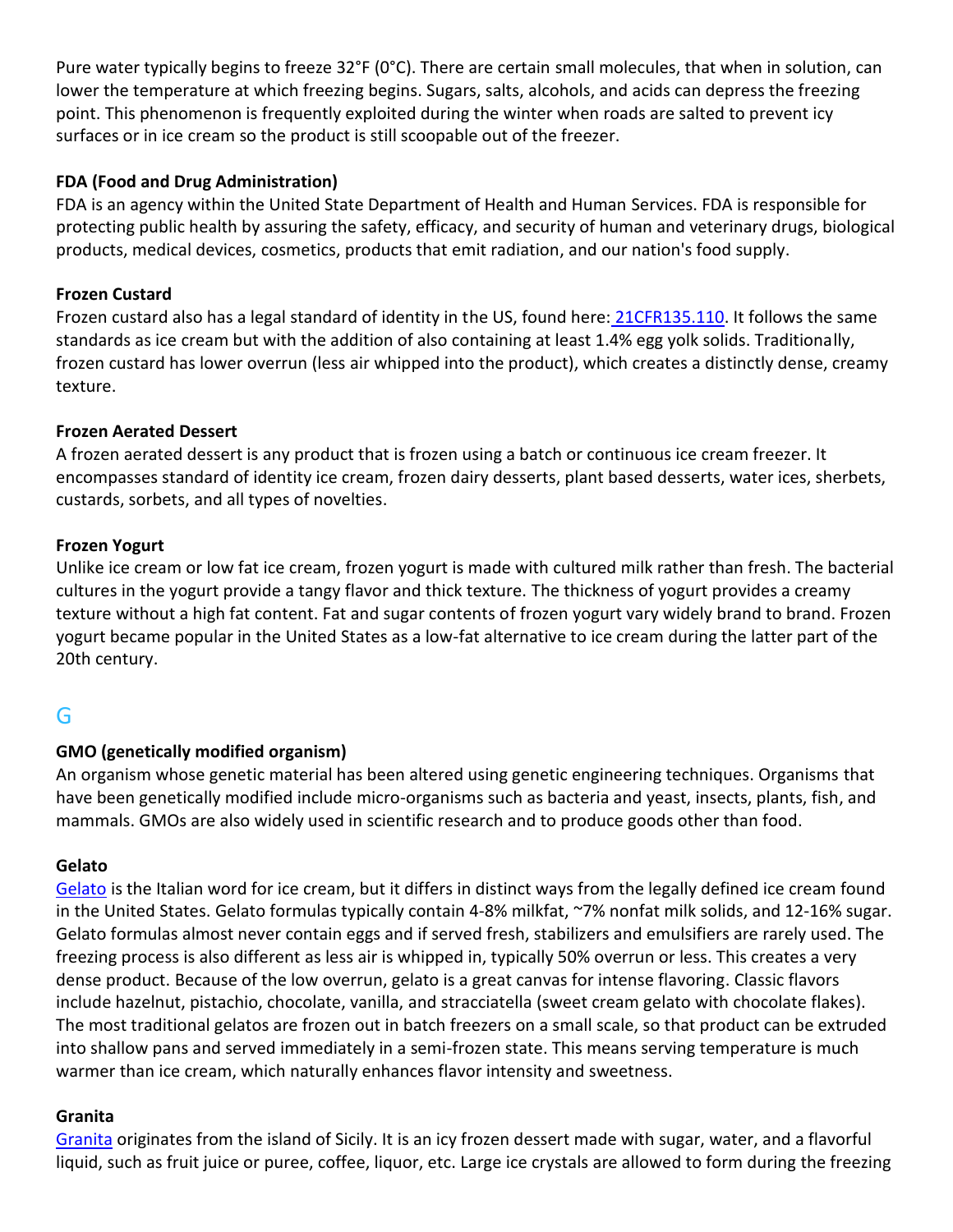Pure water typically begins to freeze 32°F (0°C). There are certain small molecules, that when in solution, can lower the temperature at which freezing begins. Sugars, salts, alcohols, and acids can depress the freezing point. This phenomenon is frequently exploited during the winter when roads are salted to prevent icy surfaces or in ice cream so the product is still scoopable out of the freezer.

**FDA (Food and Drug Administration)**
FDA is an agency within the United State Department of Health and Human Services. FDA is responsible for protecting public health by assuring the safety, efficacy, and security of human and veterinary drugs, biological products, medical devices, cosmetics, products that emit radiation, and our nation's food supply.

**Frozen Custard**
Frozen custard also has a legal standard of identity in the US, found here: 21CFR135.110. It follows the same standards as ice cream but with the addition of also containing at least 1.4% egg yolk solids. Traditionally, frozen custard has lower overrun (less air whipped into the product), which creates a distinctly dense, creamy texture.

**Frozen Aerated Dessert**
A frozen aerated dessert is any product that is frozen using a batch or continuous ice cream freezer. It encompasses standard of identity ice cream, frozen dairy desserts, plant based desserts, water ices, sherbets, custards, sorbets, and all types of novelties.

**Frozen Yogurt**
Unlike ice cream or low fat ice cream, frozen yogurt is made with cultured milk rather than fresh. The bacterial cultures in the yogurt provide a tangy flavor and thick texture. The thickness of yogurt provides a creamy texture without a high fat content. Fat and sugar contents of frozen yogurt vary widely brand to brand. Frozen yogurt became popular in the United States as a low-fat alternative to ice cream during the latter part of the 20th century.

## G

**GMO (genetically modified organism)**
An organism whose genetic material has been altered using genetic engineering techniques. Organisms that have been genetically modified include micro-organisms such as bacteria and yeast, insects, plants, fish, and mammals. GMOs are also widely used in scientific research and to produce goods other than food.

**Gelato**
Gelato is the Italian word for ice cream, but it differs in distinct ways from the legally defined ice cream found in the United States. Gelato formulas typically contain 4-8% milkfat, ~7% nonfat milk solids, and 12-16% sugar. Gelato formulas almost never contain eggs and if served fresh, stabilizers and emulsifiers are rarely used. The freezing process is also different as less air is whipped in, typically 50% overrun or less. This creates a very dense product. Because of the low overrun, gelato is a great canvas for intense flavoring. Classic flavors include hazelnut, pistachio, chocolate, vanilla, and stracciatella (sweet cream gelato with chocolate flakes). The most traditional gelatos are frozen out in batch freezers on a small scale, so that product can be extruded into shallow pans and served immediately in a semi-frozen state. This means serving temperature is much warmer than ice cream, which naturally enhances flavor intensity and sweetness.

**Granita**
Granita originates from the island of Sicily. It is an icy frozen dessert made with sugar, water, and a flavorful liquid, such as fruit juice or puree, coffee, liquor, etc. Large ice crystals are allowed to form during the freezing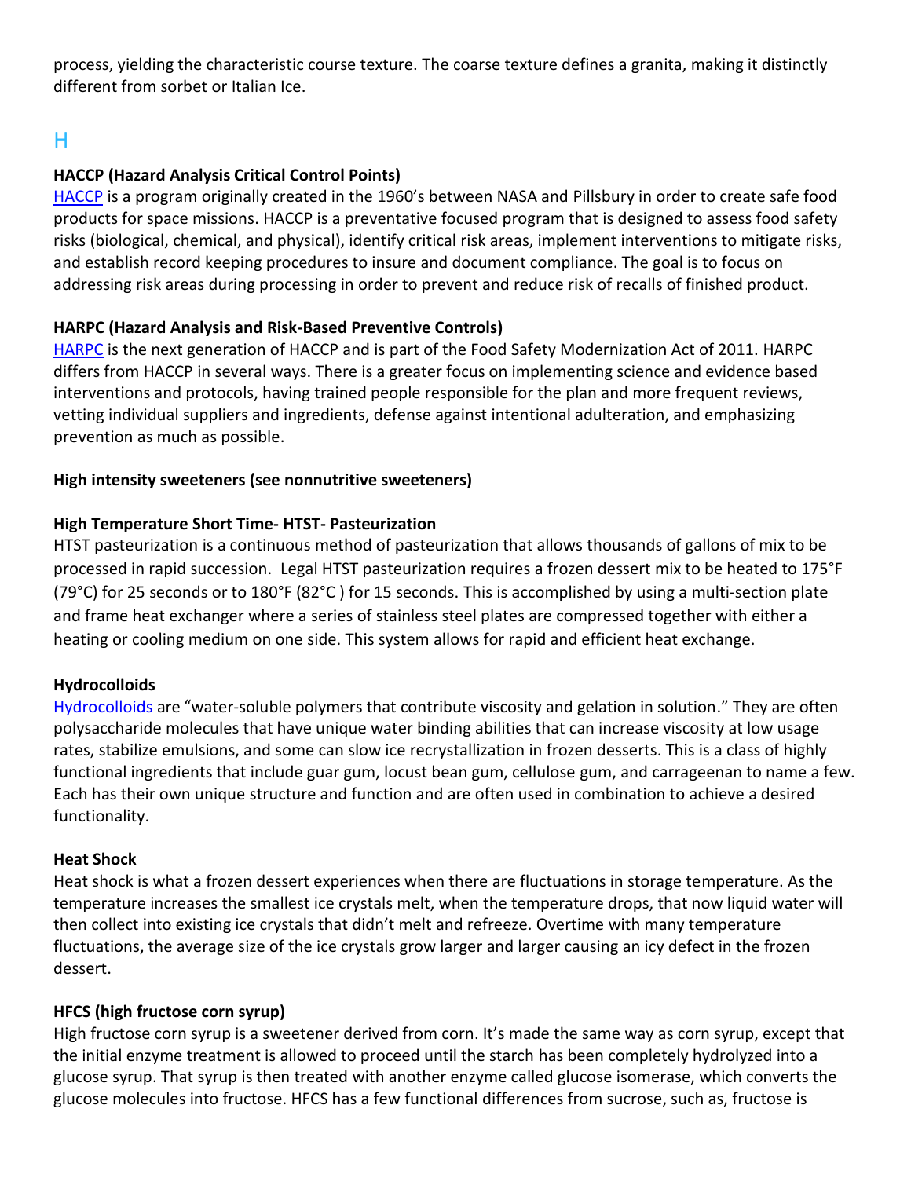process, yielding the characteristic course texture. The coarse texture defines a granita, making it distinctly different from sorbet or Italian Ice.

## H

**HACCP (Hazard Analysis Critical Control Points)**

HACCP is a program originally created in the 1960's between NASA and Pillsbury in order to create safe food products for space missions. HACCP is a preventative focused program that is designed to assess food safety risks (biological, chemical, and physical), identify critical risk areas, implement interventions to mitigate risks, and establish record keeping procedures to insure and document compliance. The goal is to focus on addressing risk areas during processing in order to prevent and reduce risk of recalls of finished product.

**HARPC (Hazard Analysis and Risk-Based Preventive Controls)**

HARPC is the next generation of HACCP and is part of the Food Safety Modernization Act of 2011. HARPC differs from HACCP in several ways. There is a greater focus on implementing science and evidence based interventions and protocols, having trained people responsible for the plan and more frequent reviews, vetting individual suppliers and ingredients, defense against intentional adulteration, and emphasizing prevention as much as possible.

**High intensity sweeteners (see nonnutritive sweeteners)**

**High Temperature Short Time- HTST- Pasteurization**

HTST pasteurization is a continuous method of pasteurization that allows thousands of gallons of mix to be processed in rapid succession. Legal HTST pasteurization requires a frozen dessert mix to be heated to 175°F (79°C) for 25 seconds or to 180°F (82°C ) for 15 seconds. This is accomplished by using a multi-section plate and frame heat exchanger where a series of stainless steel plates are compressed together with either a heating or cooling medium on one side. This system allows for rapid and efficient heat exchange.

**Hydrocolloids**

Hydrocolloids are "water-soluble polymers that contribute viscosity and gelation in solution." They are often polysaccharide molecules that have unique water binding abilities that can increase viscosity at low usage rates, stabilize emulsions, and some can slow ice recrystallization in frozen desserts. This is a class of highly functional ingredients that include guar gum, locust bean gum, cellulose gum, and carrageenan to name a few. Each has their own unique structure and function and are often used in combination to achieve a desired functionality.

**Heat Shock**

Heat shock is what a frozen dessert experiences when there are fluctuations in storage temperature. As the temperature increases the smallest ice crystals melt, when the temperature drops, that now liquid water will then collect into existing ice crystals that didn't melt and refreeze. Overtime with many temperature fluctuations, the average size of the ice crystals grow larger and larger causing an icy defect in the frozen dessert.

**HFCS (high fructose corn syrup)**

High fructose corn syrup is a sweetener derived from corn. It's made the same way as corn syrup, except that the initial enzyme treatment is allowed to proceed until the starch has been completely hydrolyzed into a glucose syrup. That syrup is then treated with another enzyme called glucose isomerase, which converts the glucose molecules into fructose. HFCS has a few functional differences from sucrose, such as, fructose is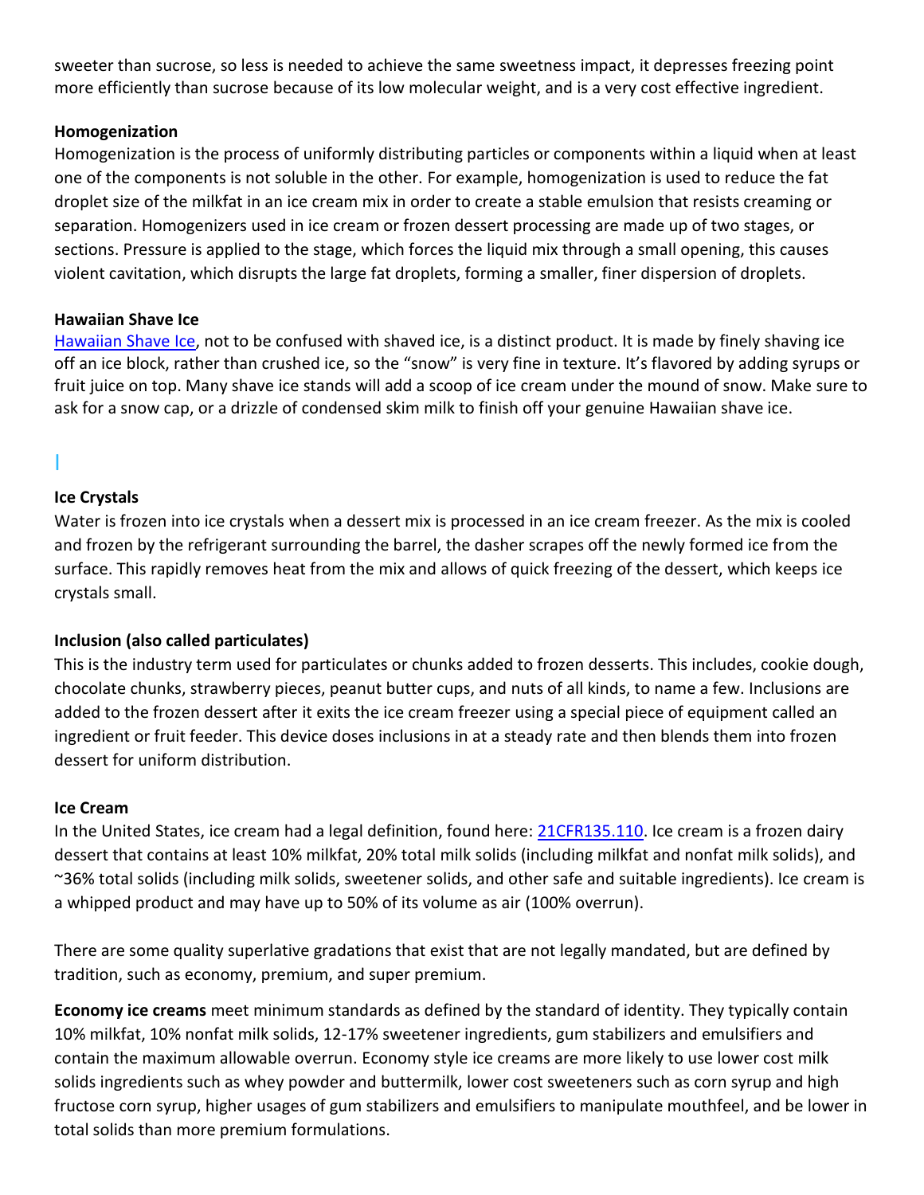sweeter than sucrose, so less is needed to achieve the same sweetness impact, it depresses freezing point more efficiently than sucrose because of its low molecular weight, and is a very cost effective ingredient.

**Homogenization**

Homogenization is the process of uniformly distributing particles or components within a liquid when at least one of the components is not soluble in the other. For example, homogenization is used to reduce the fat droplet size of the milkfat in an ice cream mix in order to create a stable emulsion that resists creaming or separation. Homogenizers used in ice cream or frozen dessert processing are made up of two stages, or sections. Pressure is applied to the stage, which forces the liquid mix through a small opening, this causes violent cavitation, which disrupts the large fat droplets, forming a smaller, finer dispersion of droplets.

**Hawaiian Shave Ice**

Hawaiian Shave Ice, not to be confused with shaved ice, is a distinct product. It is made by finely shaving ice off an ice block, rather than crushed ice, so the "snow" is very fine in texture. It's flavored by adding syrups or fruit juice on top. Many shave ice stands will add a scoop of ice cream under the mound of snow. Make sure to ask for a snow cap, or a drizzle of condensed skim milk to finish off your genuine Hawaiian shave ice.

## I

**Ice Crystals**

Water is frozen into ice crystals when a dessert mix is processed in an ice cream freezer. As the mix is cooled and frozen by the refrigerant surrounding the barrel, the dasher scrapes off the newly formed ice from the surface. This rapidly removes heat from the mix and allows of quick freezing of the dessert, which keeps ice crystals small.

**Inclusion (also called particulates)**

This is the industry term used for particulates or chunks added to frozen desserts. This includes, cookie dough, chocolate chunks, strawberry pieces, peanut butter cups, and nuts of all kinds, to name a few. Inclusions are added to the frozen dessert after it exits the ice cream freezer using a special piece of equipment called an ingredient or fruit feeder. This device doses inclusions in at a steady rate and then blends them into frozen dessert for uniform distribution.

**Ice Cream**

In the United States, ice cream had a legal definition, found here: 21CFR135.110. Ice cream is a frozen dairy dessert that contains at least 10% milkfat, 20% total milk solids (including milkfat and nonfat milk solids), and ~36% total solids (including milk solids, sweetener solids, and other safe and suitable ingredients). Ice cream is a whipped product and may have up to 50% of its volume as air (100% overrun).

There are some quality superlative gradations that exist that are not legally mandated, but are defined by tradition, such as economy, premium, and super premium.

**Economy ice creams** meet minimum standards as defined by the standard of identity. They typically contain 10% milkfat, 10% nonfat milk solids, 12-17% sweetener ingredients, gum stabilizers and emulsifiers and contain the maximum allowable overrun. Economy style ice creams are more likely to use lower cost milk solids ingredients such as whey powder and buttermilk, lower cost sweeteners such as corn syrup and high fructose corn syrup, higher usages of gum stabilizers and emulsifiers to manipulate mouthfeel, and be lower in total solids than more premium formulations.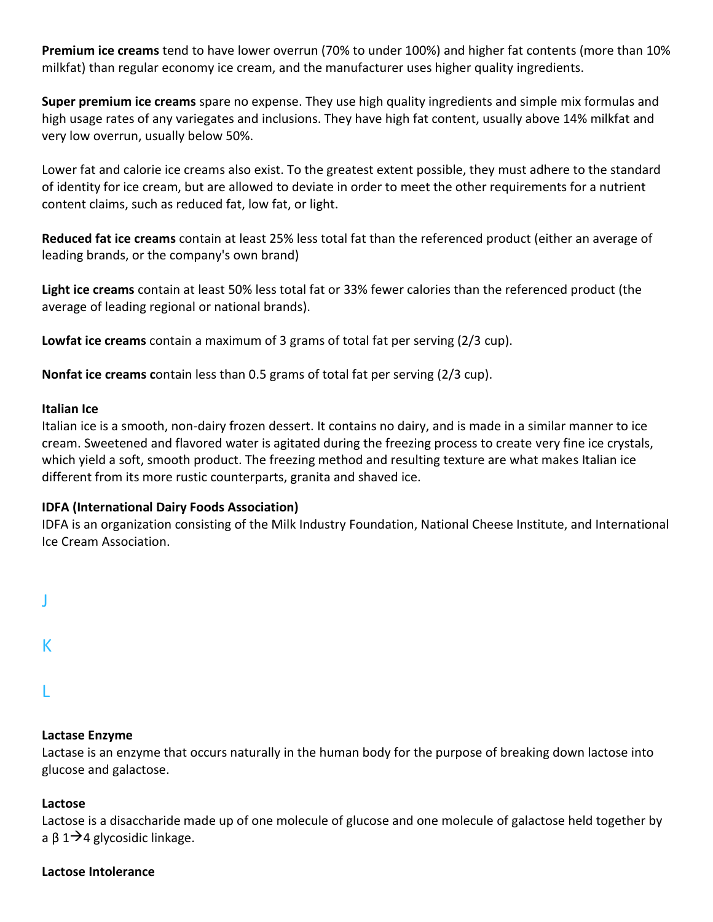**Premium ice creams** tend to have lower overrun (70% to under 100%) and higher fat contents (more than 10% milkfat) than regular economy ice cream, and the manufacturer uses higher quality ingredients.

**Super premium ice creams** spare no expense. They use high quality ingredients and simple mix formulas and high usage rates of any variegates and inclusions. They have high fat content, usually above 14% milkfat and very low overrun, usually below 50%.

Lower fat and calorie ice creams also exist. To the greatest extent possible, they must adhere to the standard of identity for ice cream, but are allowed to deviate in order to meet the other requirements for a nutrient content claims, such as reduced fat, low fat, or light.

**Reduced fat ice creams** contain at least 25% less total fat than the referenced product (either an average of leading brands, or the company's own brand)

**Light ice creams** contain at least 50% less total fat or 33% fewer calories than the referenced product (the average of leading regional or national brands).

**Lowfat ice creams** contain a maximum of 3 grams of total fat per serving (2/3 cup).

**Nonfat ice creams c**ontain less than 0.5 grams of total fat per serving (2/3 cup).

**Italian Ice**
Italian ice is a smooth, non-dairy frozen dessert. It contains no dairy, and is made in a similar manner to ice cream. Sweetened and flavored water is agitated during the freezing process to create very fine ice crystals, which yield a soft, smooth product. The freezing method and resulting texture are what makes Italian ice different from its more rustic counterparts, granita and shaved ice.

**IDFA (International Dairy Foods Association)**
IDFA is an organization consisting of the Milk Industry Foundation, National Cheese Institute, and International Ice Cream Association.

## J

## K

## L

**Lactase Enzyme**
Lactase is an enzyme that occurs naturally in the human body for the purpose of breaking down lactose into glucose and galactose.

**Lactose**
Lactose is a disaccharide made up of one molecule of glucose and one molecule of galactose held together by a β 1→4 glycosidic linkage.

**Lactose Intolerance**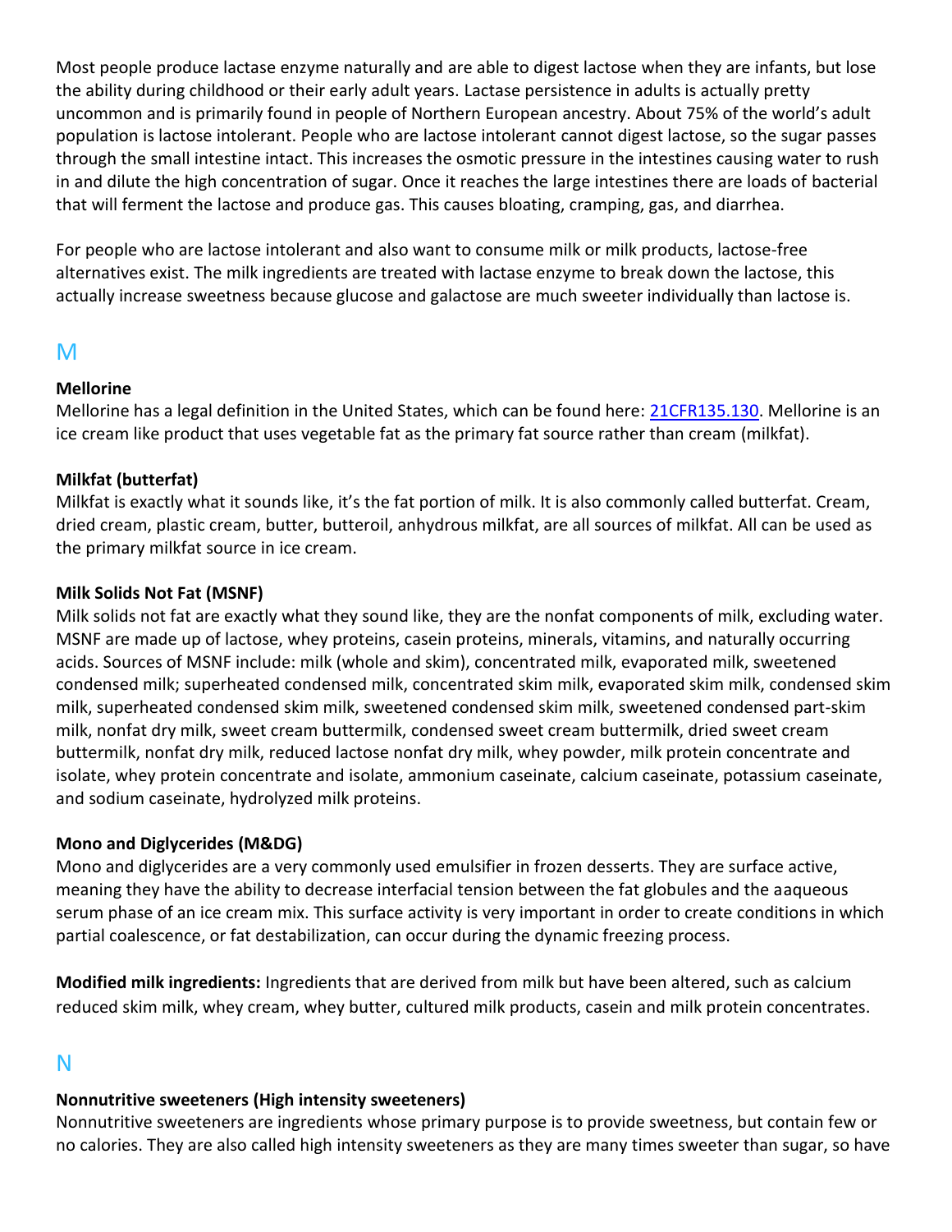Most people produce lactase enzyme naturally and are able to digest lactose when they are infants, but lose the ability during childhood or their early adult years. Lactase persistence in adults is actually pretty uncommon and is primarily found in people of Northern European ancestry. About 75% of the world's adult population is lactose intolerant. People who are lactose intolerant cannot digest lactose, so the sugar passes through the small intestine intact. This increases the osmotic pressure in the intestines causing water to rush in and dilute the high concentration of sugar. Once it reaches the large intestines there are loads of bacterial that will ferment the lactose and produce gas. This causes bloating, cramping, gas, and diarrhea.

For people who are lactose intolerant and also want to consume milk or milk products, lactose-free alternatives exist. The milk ingredients are treated with lactase enzyme to break down the lactose, this actually increase sweetness because glucose and galactose are much sweeter individually than lactose is.

## M

**Mellorine**
Mellorine has a legal definition in the United States, which can be found here: [21CFR135.130](). Mellorine is an ice cream like product that uses vegetable fat as the primary fat source rather than cream (milkfat).

**Milkfat (butterfat)**
Milkfat is exactly what it sounds like, it's the fat portion of milk. It is also commonly called butterfat. Cream, dried cream, plastic cream, butter, butteroil, anhydrous milkfat, are all sources of milkfat. All can be used as the primary milkfat source in ice cream.

**Milk Solids Not Fat (MSNF)**
Milk solids not fat are exactly what they sound like, they are the nonfat components of milk, excluding water. MSNF are made up of lactose, whey proteins, casein proteins, minerals, vitamins, and naturally occurring acids. Sources of MSNF include: milk (whole and skim), concentrated milk, evaporated milk, sweetened condensed milk; superheated condensed milk, concentrated skim milk, evaporated skim milk, condensed skim milk, superheated condensed skim milk, sweetened condensed skim milk, sweetened condensed part-skim milk, nonfat dry milk, sweet cream buttermilk, condensed sweet cream buttermilk, dried sweet cream buttermilk, nonfat dry milk, reduced lactose nonfat dry milk, whey powder, milk protein concentrate and isolate, whey protein concentrate and isolate, ammonium caseinate, calcium caseinate, potassium caseinate, and sodium caseinate, hydrolyzed milk proteins.

**Mono and Diglycerides (M&DG)**
Mono and diglycerides are a very commonly used emulsifier in frozen desserts. They are surface active, meaning they have the ability to decrease interfacial tension between the fat globules and the aaqueous serum phase of an ice cream mix. This surface activity is very important in order to create conditions in which partial coalescence, or fat destabilization, can occur during the dynamic freezing process.

**Modified milk ingredients:** Ingredients that are derived from milk but have been altered, such as calcium reduced skim milk, whey cream, whey butter, cultured milk products, casein and milk protein concentrates.

## N

**Nonnutritive sweeteners (High intensity sweeteners)**
Nonnutritive sweeteners are ingredients whose primary purpose is to provide sweetness, but contain few or no calories. They are also called high intensity sweeteners as they are many times sweeter than sugar, so have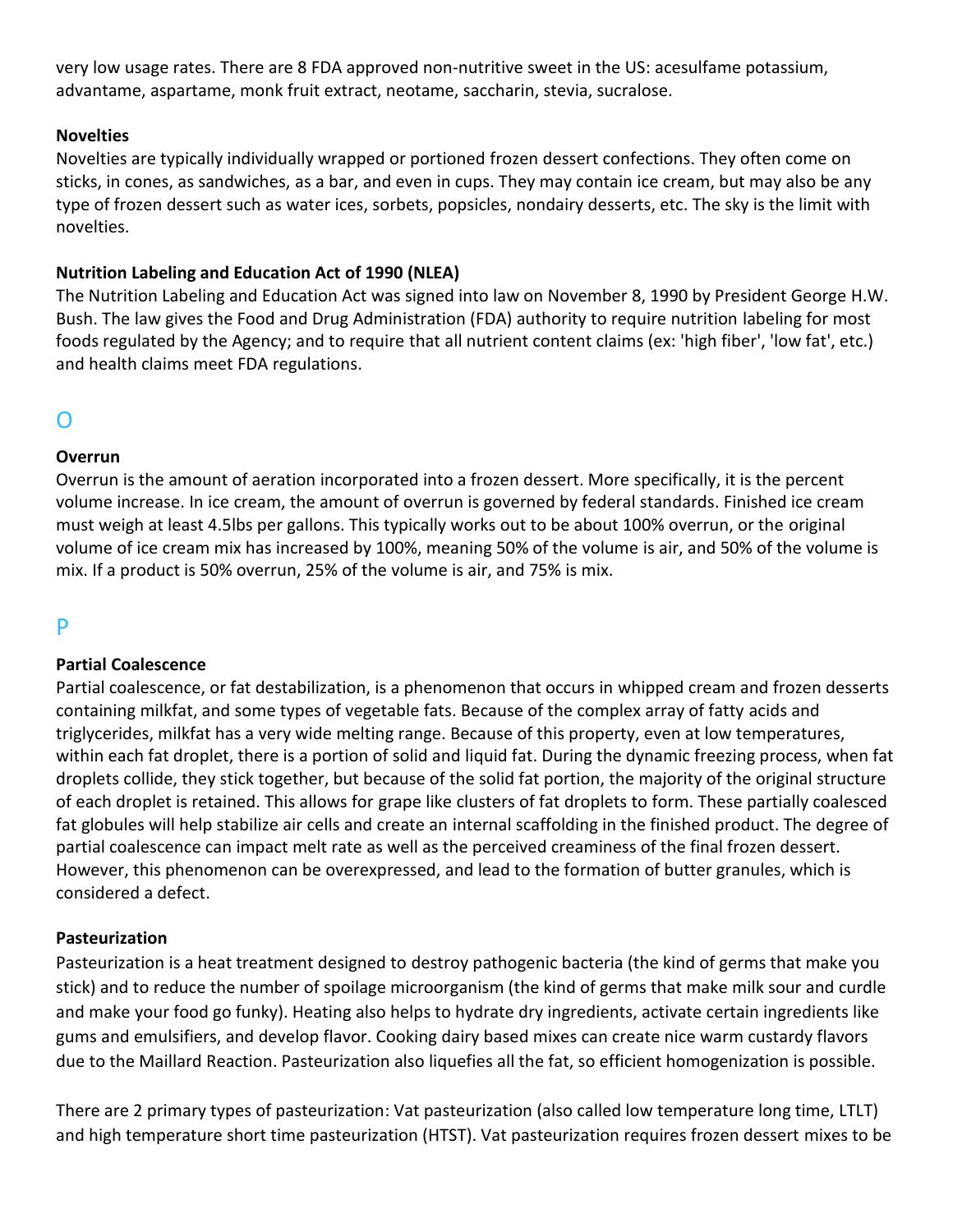very low usage rates. There are 8 FDA approved non-nutritive sweet in the US: acesulfame potassium, advantame, aspartame, monk fruit extract, neotame, saccharin, stevia, sucralose.

### Novelties

Novelties are typically individually wrapped or portioned frozen dessert confections. They often come on sticks, in cones, as sandwiches, as a bar, and even in cups. They may contain ice cream, but may also be any type of frozen dessert such as water ices, sorbets, popsicles, nondairy desserts, etc. The sky is the limit with novelties.

### Nutrition Labeling and Education Act of 1990 (NLEA)

The Nutrition Labeling and Education Act was signed into law on November 8, 1990 by President George H.W. Bush. The law gives the Food and Drug Administration (FDA) authority to require nutrition labeling for most foods regulated by the Agency; and to require that all nutrient content claims (ex: 'high fiber', 'low fat', etc.) and health claims meet FDA regulations.

## O

### Overrun

Overrun is the amount of aeration incorporated into a frozen dessert. More specifically, it is the percent volume increase. In ice cream, the amount of overrun is governed by federal standards. Finished ice cream must weigh at least 4.5lbs per gallons. This typically works out to be about 100% overrun, or the original volume of ice cream mix has increased by 100%, meaning 50% of the volume is air, and 50% of the volume is mix. If a product is 50% overrun, 25% of the volume is air, and 75% is mix.

## P

### Partial Coalescence

Partial coalescence, or fat destabilization, is a phenomenon that occurs in whipped cream and frozen desserts containing milkfat, and some types of vegetable fats. Because of the complex array of fatty acids and triglycerides, milkfat has a very wide melting range. Because of this property, even at low temperatures, within each fat droplet, there is a portion of solid and liquid fat. During the dynamic freezing process, when fat droplets collide, they stick together, but because of the solid fat portion, the majority of the original structure of each droplet is retained. This allows for grape like clusters of fat droplets to form. These partially coalesced fat globules will help stabilize air cells and create an internal scaffolding in the finished product. The degree of partial coalescence can impact melt rate as well as the perceived creaminess of the final frozen dessert. However, this phenomenon can be overexpressed, and lead to the formation of butter granules, which is considered a defect.

### Pasteurization

Pasteurization is a heat treatment designed to destroy pathogenic bacteria (the kind of germs that make you stick) and to reduce the number of spoilage microorganism (the kind of germs that make milk sour and curdle and make your food go funky). Heating also helps to hydrate dry ingredients, activate certain ingredients like gums and emulsifiers, and develop flavor. Cooking dairy based mixes can create nice warm custardy flavors due to the Maillard Reaction. Pasteurization also liquefies all the fat, so efficient homogenization is possible.

There are 2 primary types of pasteurization: Vat pasteurization (also called low temperature long time, LTLT) and high temperature short time pasteurization (HTST). Vat pasteurization requires frozen dessert mixes to be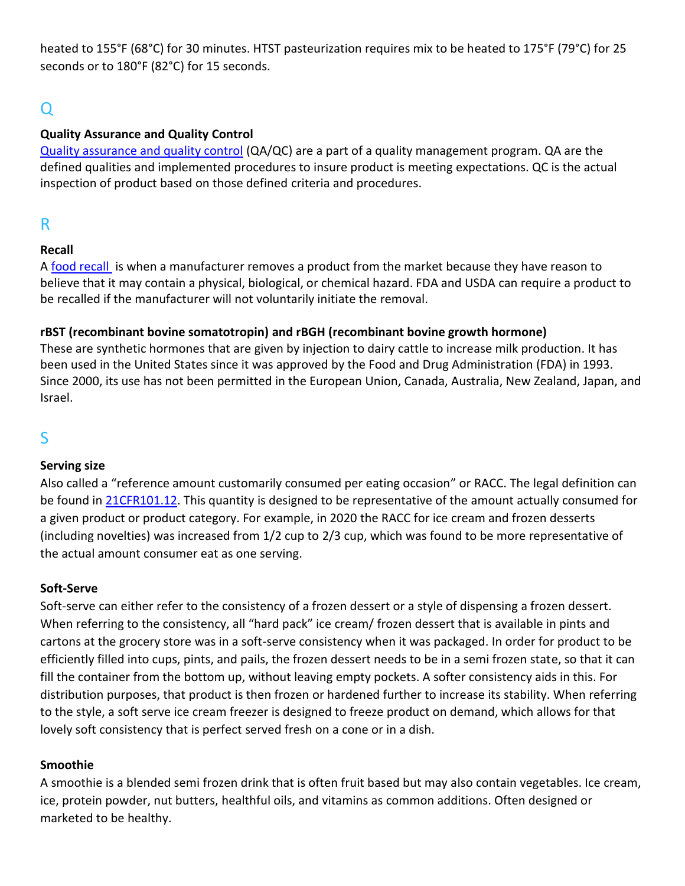heated to 155°F (68°C) for 30 minutes. HTST pasteurization requires mix to be heated to 175°F (79°C) for 25 seconds or to 180°F (82°C) for 15 seconds.

## Q

**Quality Assurance and Quality Control**

Quality assurance and quality control (QA/QC) are a part of a quality management program. QA are the defined qualities and implemented procedures to insure product is meeting expectations. QC is the actual inspection of product based on those defined criteria and procedures.

## R

**Recall**

A food recall is when a manufacturer removes a product from the market because they have reason to believe that it may contain a physical, biological, or chemical hazard. FDA and USDA can require a product to be recalled if the manufacturer will not voluntarily initiate the removal.

**rBST (recombinant bovine somatotropin) and rBGH (recombinant bovine growth hormone)**

These are synthetic hormones that are given by injection to dairy cattle to increase milk production. It has been used in the United States since it was approved by the Food and Drug Administration (FDA) in 1993. Since 2000, its use has not been permitted in the European Union, Canada, Australia, New Zealand, Japan, and Israel.

## S

**Serving size**

Also called a "reference amount customarily consumed per eating occasion" or RACC. The legal definition can be found in 21CFR101.12. This quantity is designed to be representative of the amount actually consumed for a given product or product category. For example, in 2020 the RACC for ice cream and frozen desserts (including novelties) was increased from 1/2 cup to 2/3 cup, which was found to be more representative of the actual amount consumer eat as one serving.

**Soft-Serve**

Soft-serve can either refer to the consistency of a frozen dessert or a style of dispensing a frozen dessert. When referring to the consistency, all "hard pack" ice cream/ frozen dessert that is available in pints and cartons at the grocery store was in a soft-serve consistency when it was packaged. In order for product to be efficiently filled into cups, pints, and pails, the frozen dessert needs to be in a semi frozen state, so that it can fill the container from the bottom up, without leaving empty pockets. A softer consistency aids in this. For distribution purposes, that product is then frozen or hardened further to increase its stability. When referring to the style, a soft serve ice cream freezer is designed to freeze product on demand, which allows for that lovely soft consistency that is perfect served fresh on a cone or in a dish.

**Smoothie**

A smoothie is a blended semi frozen drink that is often fruit based but may also contain vegetables. Ice cream, ice, protein powder, nut butters, healthful oils, and vitamins as common additions. Often designed or marketed to be healthy.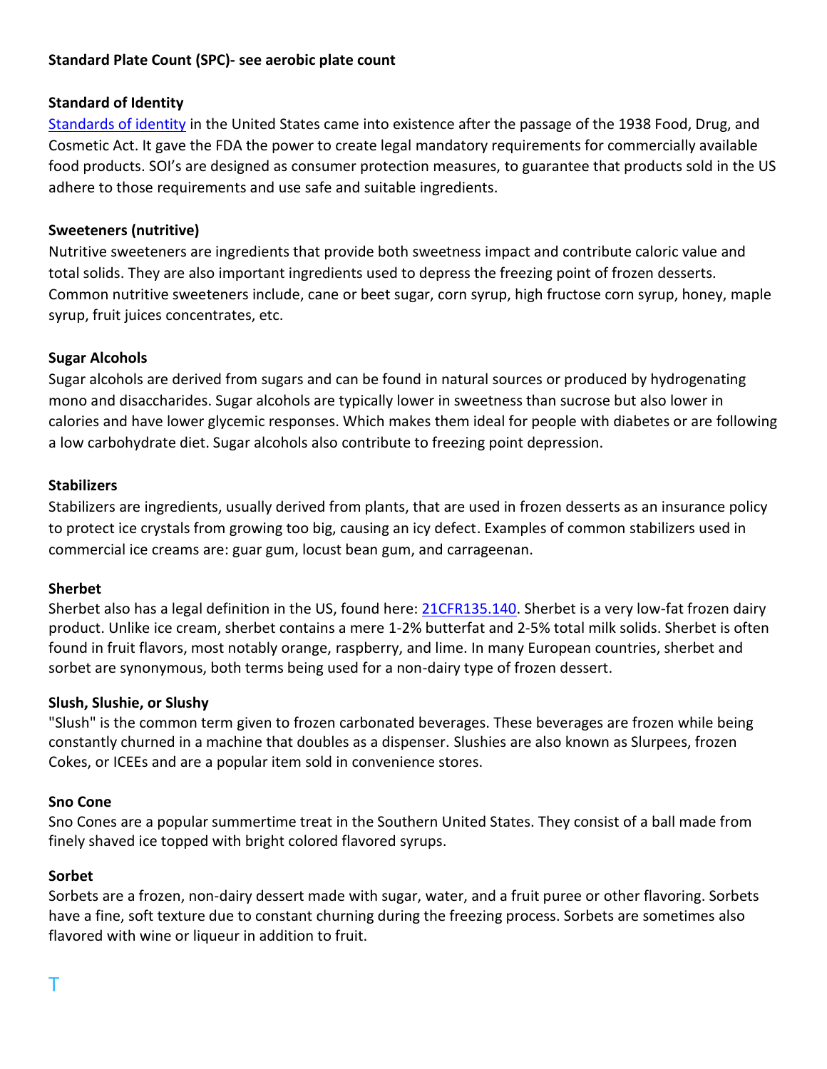**Standard Plate Count (SPC)- see aerobic plate count**

**Standard of Identity**

Standards of identity in the United States came into existence after the passage of the 1938 Food, Drug, and Cosmetic Act. It gave the FDA the power to create legal mandatory requirements for commercially available food products. SOI's are designed as consumer protection measures, to guarantee that products sold in the US adhere to those requirements and use safe and suitable ingredients.

**Sweeteners (nutritive)**

Nutritive sweeteners are ingredients that provide both sweetness impact and contribute caloric value and total solids. They are also important ingredients used to depress the freezing point of frozen desserts. Common nutritive sweeteners include, cane or beet sugar, corn syrup, high fructose corn syrup, honey, maple syrup, fruit juices concentrates, etc.

**Sugar Alcohols**

Sugar alcohols are derived from sugars and can be found in natural sources or produced by hydrogenating mono and disaccharides. Sugar alcohols are typically lower in sweetness than sucrose but also lower in calories and have lower glycemic responses. Which makes them ideal for people with diabetes or are following a low carbohydrate diet. Sugar alcohols also contribute to freezing point depression.

**Stabilizers**

Stabilizers are ingredients, usually derived from plants, that are used in frozen desserts as an insurance policy to protect ice crystals from growing too big, causing an icy defect. Examples of common stabilizers used in commercial ice creams are: guar gum, locust bean gum, and carrageenan.

**Sherbet**

Sherbet also has a legal definition in the US, found here: 21CFR135.140. Sherbet is a very low-fat frozen dairy product. Unlike ice cream, sherbet contains a mere 1-2% butterfat and 2-5% total milk solids. Sherbet is often found in fruit flavors, most notably orange, raspberry, and lime. In many European countries, sherbet and sorbet are synonymous, both terms being used for a non-dairy type of frozen dessert.

**Slush, Slushie, or Slushy**

"Slush" is the common term given to frozen carbonated beverages. These beverages are frozen while being constantly churned in a machine that doubles as a dispenser. Slushies are also known as Slurpees, frozen Cokes, or ICEEs and are a popular item sold in convenience stores.

**Sno Cone**

Sno Cones are a popular summertime treat in the Southern United States. They consist of a ball made from finely shaved ice topped with bright colored flavored syrups.

**Sorbet**

Sorbets are a frozen, non-dairy dessert made with sugar, water, and a fruit puree or other flavoring. Sorbets have a fine, soft texture due to constant churning during the freezing process. Sorbets are sometimes also flavored with wine or liqueur in addition to fruit.

## T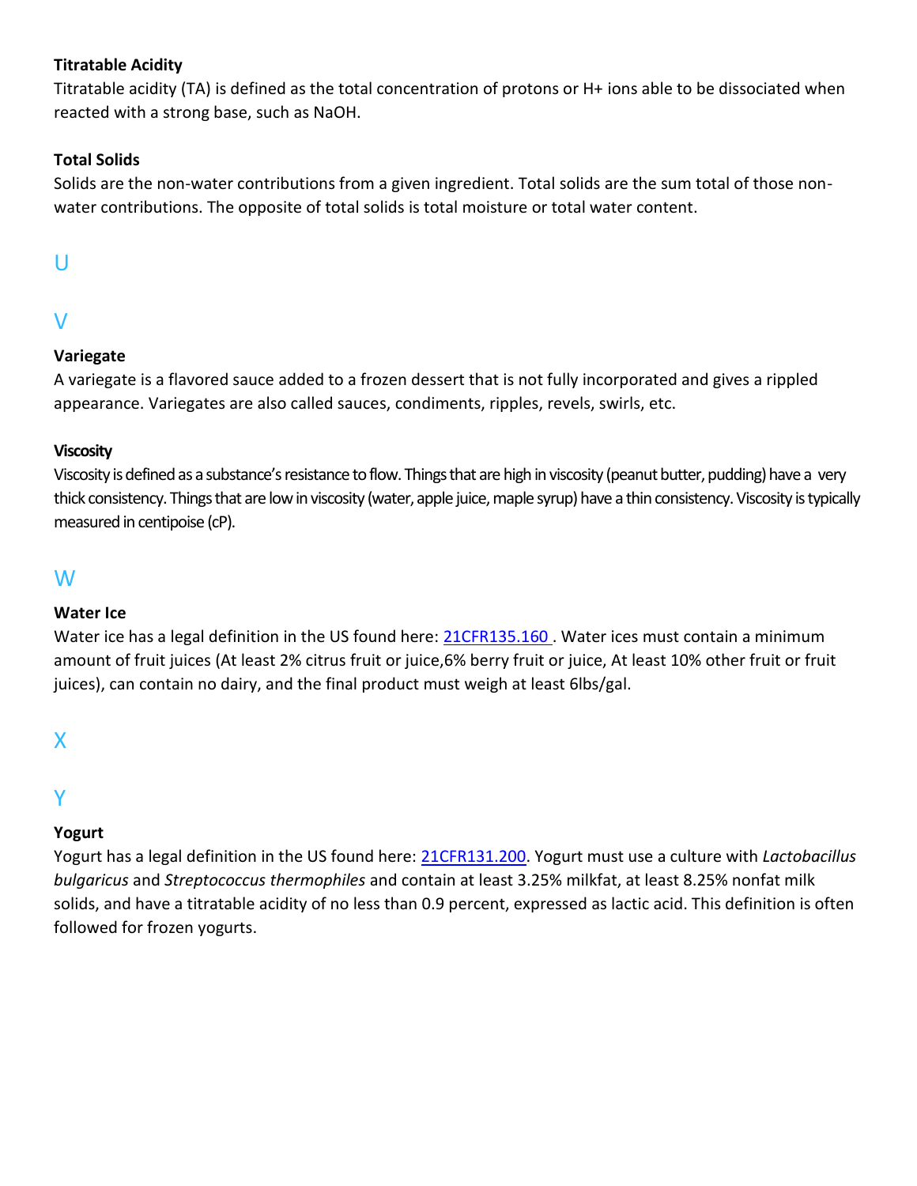### Titratable Acidity

Titratable acidity (TA) is defined as the total concentration of protons or H+ ions able to be dissociated when reacted with a strong base, such as NaOH.

### Total Solids

Solids are the non-water contributions from a given ingredient. Total solids are the sum total of those non-water contributions. The opposite of total solids is total moisture or total water content.

## U

## V

### Variegate

A variegate is a flavored sauce added to a frozen dessert that is not fully incorporated and gives a rippled appearance. Variegates are also called sauces, condiments, ripples, revels, swirls, etc.

### Viscosity

Viscosity is defined as a substance's resistance to flow. Things that are high in viscosity (peanut butter, pudding) have a very thick consistency. Things that are low in viscosity (water, apple juice, maple syrup) have a thin consistency. Viscosity is typically measured in centipoise (cP).

## W

### Water Ice

Water ice has a legal definition in the US found here: [21CFR135.160](). Water ices must contain a minimum amount of fruit juices (At least 2% citrus fruit or juice,6% berry fruit or juice, At least 10% other fruit or fruit juices), can contain no dairy, and the final product must weigh at least 6lbs/gal.

## X

## Y

### Yogurt

Yogurt has a legal definition in the US found here: [21CFR131.200](). Yogurt must use a culture with *Lactobacillus bulgaricus* and *Streptococcus thermophiles* and contain at least 3.25% milkfat, at least 8.25% nonfat milk solids, and have a titratable acidity of no less than 0.9 percent, expressed as lactic acid. This definition is often followed for frozen yogurts.